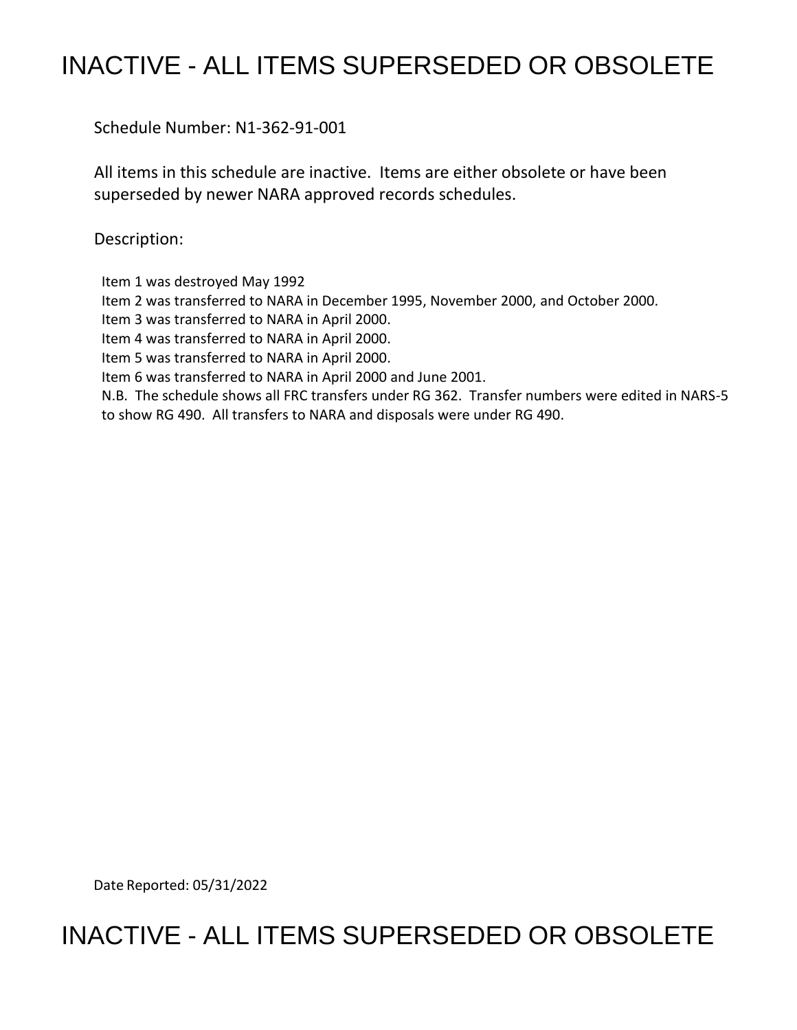# INACTIVE - ALL ITEMS SUPERSEDED OR OBSOLETE

Schedule Number: N1-362-91-001

All items in this schedule are inactive. Items are either obsolete or have been superseded by newer NARA approved records schedules.

Description:

Item 1 was destroyed May 1992
Item 2 was transferred to NARA in December 1995, November 2000, and October 2000.
Item 3 was transferred to NARA in April 2000.
Item 4 was transferred to NARA in April 2000.
Item 5 was transferred to NARA in April 2000.
Item 6 was transferred to NARA in April 2000 and June 2001.
N.B. The schedule shows all FRC transfers under RG 362. Transfer numbers were edited in NARS-5 to show RG 490. All transfers to NARA and disposals were under RG 490.

Date Reported: 05/31/2022

# INACTIVE - ALL ITEMS SUPERSEDED OR OBSOLETE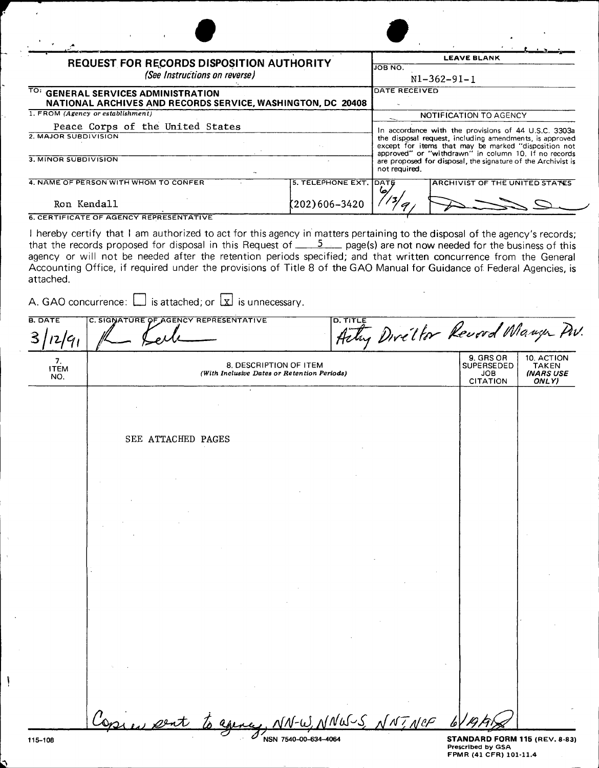# REQUEST FOR RECORDS DISPOSITION AUTHORITY

*(See Instructions on reverse)*

| | LEAVE BLANK |
|---|---|
| TO: **GENERAL SERVICES ADMINISTRATION NATIONAL ARCHIVES AND RECORDS SERVICE, WASHINGTON, DC 20408** | JOB NO. N1-362-91-1 |
| 1. FROM *(Agency or establishment)* Peace Corps of the United States | DATE RECEIVED |
| 2. MAJOR SUBDIVISION | NOTIFICATION TO AGENCY |
| 3. MINOR SUBDIVISION | In accordance with the provisions of 44 U.S.C. 3303a the disposal request, including amendments, is approved except for items that may be marked "disposition not approved" or "withdrawn" in column 10. If no records are proposed for disposal, the signature of the Archivist is not required. |

| 4. NAME OF PERSON WITH WHOM TO CONFER | 5. TELEPHONE EXT. | DATE | ARCHIVIST OF THE UNITED STATES |
|---|---|---|---|
| Ron Kendall | (202)606-3420 | 6/13/91 | *[signature]* |

**6. CERTIFICATE OF AGENCY REPRESENTATIVE**

I hereby certify that I am authorized to act for this agency in matters pertaining to the disposal of the agency's records; that the records proposed for disposal in this Request of 5 page(s) are not now needed for the business of this agency or will not be needed after the retention periods specified; and that written concurrence from the General Accounting Office, if required under the provisions of Title 8 of the GAO Manual for Guidance of Federal Agencies, is attached.

A. GAO concurrence: ☐ is attached; or ☒ is unnecessary.

| B. DATE | C. SIGNATURE OF AGENCY REPRESENTATIVE | D. TITLE |
|---|---|---|
| 3/12/91 | *[signature]* | Acting Director Record Manage Div. |

| 7. ITEM NO. | 8. DESCRIPTION OF ITEM *(With Inclusive Dates or Retention Periods)* | 9. GRS OR SUPERSEDED JOB CITATION | 10. ACTION TAKEN *(NARS USE ONLY)* |
|---|---|---|---|
| | SEE ATTACHED PAGES | | |

Copies sent to agency, NN-W, NNW-S, NNT, NCF 6/19/91

115-108 NSN 7540-00-634-4064

**STANDARD FORM 115 (REV. 8-83)**
Prescribed by GSA
FPMR (41 CFR) 101-11.4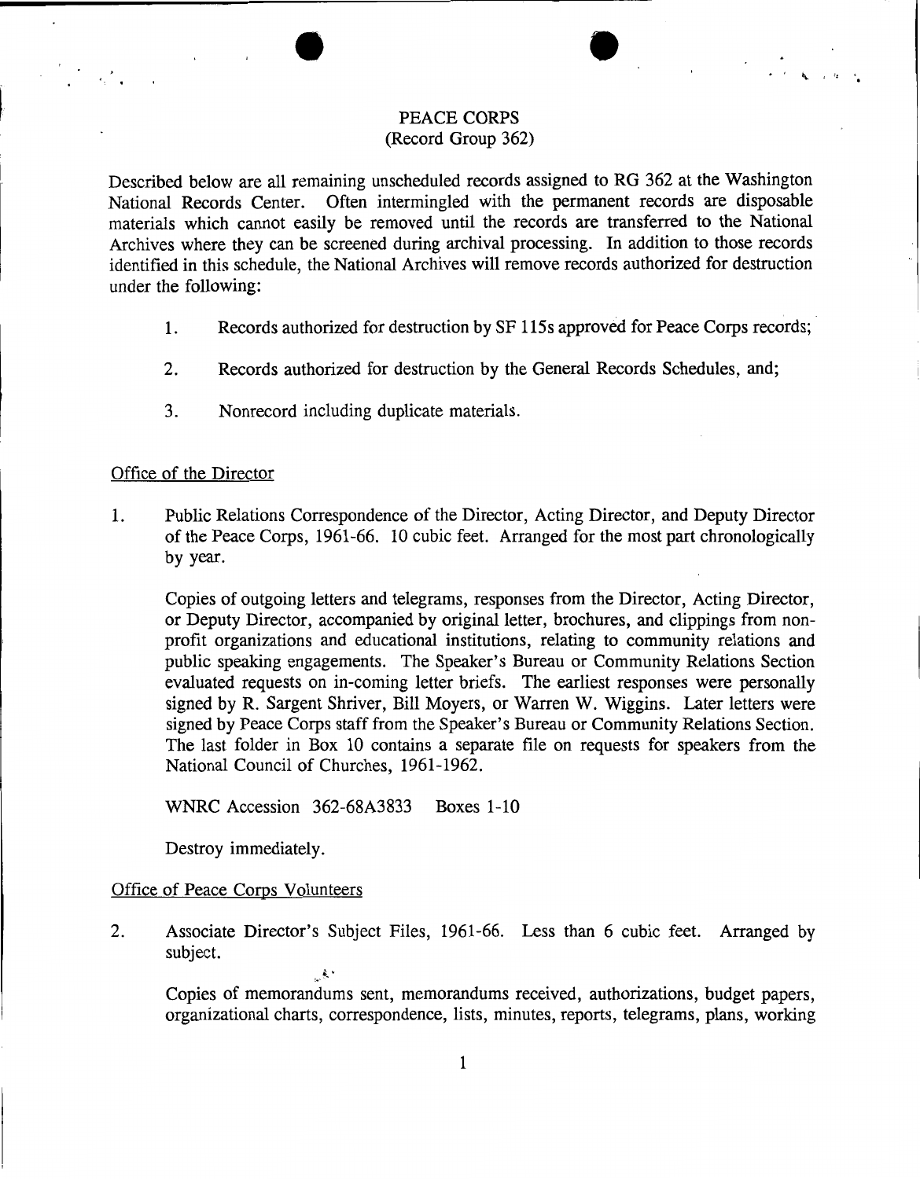# PEACE CORPS
(Record Group 362)

Described below are all remaining unscheduled records assigned to RG 362 at the Washington National Records Center. Often intermingled with the permanent records are disposable materials which cannot easily be removed until the records are transferred to the National Archives where they can be screened during archival processing. In addition to those records identified in this schedule, the National Archives will remove records authorized for destruction under the following:

1. Records authorized for destruction by SF 115s approved for Peace Corps records;
2. Records authorized for destruction by the General Records Schedules, and;
3. Nonrecord including duplicate materials.

## Office of the Director

1. Public Relations Correspondence of the Director, Acting Director, and Deputy Director of the Peace Corps, 1961-66. 10 cubic feet. Arranged for the most part chronologically by year.

   Copies of outgoing letters and telegrams, responses from the Director, Acting Director, or Deputy Director, accompanied by original letter, brochures, and clippings from non-profit organizations and educational institutions, relating to community relations and public speaking engagements. The Speaker's Bureau or Community Relations Section evaluated requests on in-coming letter briefs. The earliest responses were personally signed by R. Sargent Shriver, Bill Moyers, or Warren W. Wiggins. Later letters were signed by Peace Corps staff from the Speaker's Bureau or Community Relations Section. The last folder in Box 10 contains a separate file on requests for speakers from the National Council of Churches, 1961-1962.

   WNRC Accession 362-68A3833 Boxes 1-10

   Destroy immediately.

## Office of Peace Corps Volunteers

2. Associate Director's Subject Files, 1961-66. Less than 6 cubic feet. Arranged by subject.

   Copies of memorandums sent, memorandums received, authorizations, budget papers, organizational charts, correspondence, lists, minutes, reports, telegrams, plans, working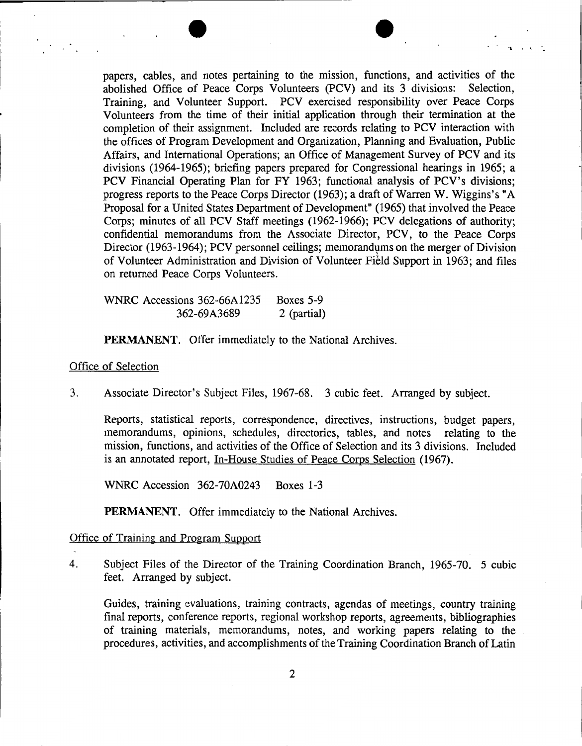papers, cables, and notes pertaining to the mission, functions, and activities of the abolished Office of Peace Corps Volunteers (PCV) and its 3 divisions: Selection, Training, and Volunteer Support. PCV exercised responsibility over Peace Corps Volunteers from the time of their initial application through their termination at the completion of their assignment. Included are records relating to PCV interaction with the offices of Program Development and Organization, Planning and Evaluation, Public Affairs, and International Operations; an Office of Management Survey of PCV and its divisions (1964-1965); briefing papers prepared for Congressional hearings in 1965; a PCV Financial Operating Plan for FY 1963; functional analysis of PCV's divisions; progress reports to the Peace Corps Director (1963); a draft of Warren W. Wiggins's "A Proposal for a United States Department of Development" (1965) that involved the Peace Corps; minutes of all PCV Staff meetings (1962-1966); PCV delegations of authority; confidential memorandums from the Associate Director, PCV, to the Peace Corps Director (1963-1964); PCV personnel ceilings; memorandums on the merger of Division of Volunteer Administration and Division of Volunteer Field Support in 1963; and files on returned Peace Corps Volunteers.

WNRC Accessions 362-66A1235 Boxes 5-9
362-69A3689 2 (partial)

**PERMANENT**. Offer immediately to the National Archives.

Office of Selection

3. Associate Director's Subject Files, 1967-68. 3 cubic feet. Arranged by subject.

   Reports, statistical reports, correspondence, directives, instructions, budget papers, memorandums, opinions, schedules, directories, tables, and notes relating to the mission, functions, and activities of the Office of Selection and its 3 divisions. Included is an annotated report, In-House Studies of Peace Corps Selection (1967).

   WNRC Accession 362-70A0243 Boxes 1-3

   **PERMANENT**. Offer immediately to the National Archives.

Office of Training and Program Support

4. Subject Files of the Director of the Training Coordination Branch, 1965-70. 5 cubic feet. Arranged by subject.

   Guides, training evaluations, training contracts, agendas of meetings, country training final reports, conference reports, regional workshop reports, agreements, bibliographies of training materials, memorandums, notes, and working papers relating to the procedures, activities, and accomplishments of the Training Coordination Branch of Latin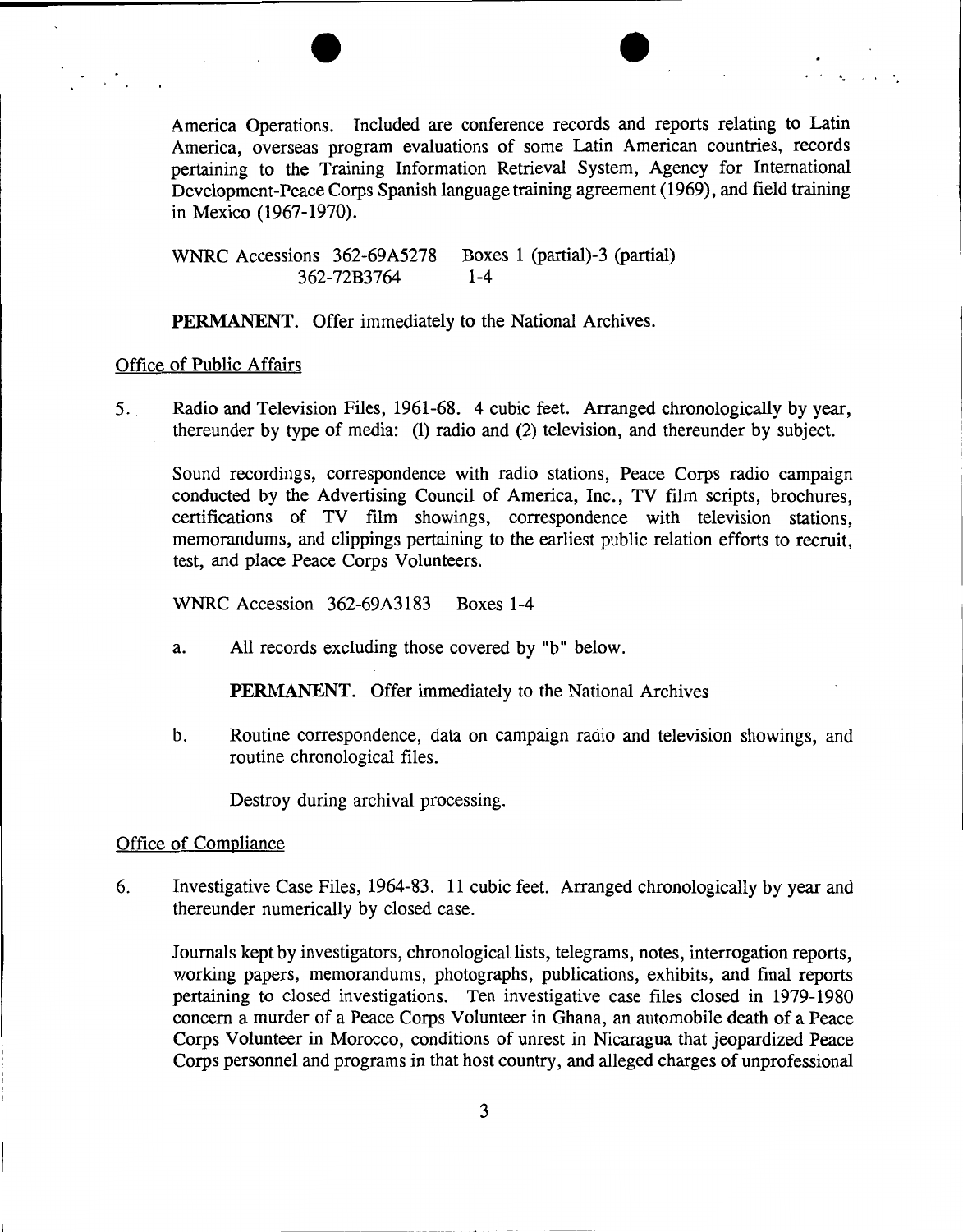America Operations. Included are conference records and reports relating to Latin America, overseas program evaluations of some Latin American countries, records pertaining to the Training Information Retrieval System, Agency for International Development-Peace Corps Spanish language training agreement (1969), and field training in Mexico (1967-1970).

WNRC Accessions 362-69A5278 Boxes 1 (partial)-3 (partial)
362-72B3764 1-4

**PERMANENT.** Offer immediately to the National Archives.

Office of Public Affairs

5. Radio and Television Files, 1961-68. 4 cubic feet. Arranged chronologically by year, thereunder by type of media: (1) radio and (2) television, and thereunder by subject.

Sound recordings, correspondence with radio stations, Peace Corps radio campaign conducted by the Advertising Council of America, Inc., TV film scripts, brochures, certifications of TV film showings, correspondence with television stations, memorandums, and clippings pertaining to the earliest public relation efforts to recruit, test, and place Peace Corps Volunteers.

WNRC Accession 362-69A3183 Boxes 1-4

a. All records excluding those covered by "b" below.

**PERMANENT.** Offer immediately to the National Archives

b. Routine correspondence, data on campaign radio and television showings, and routine chronological files.

Destroy during archival processing.

Office of Compliance

6. Investigative Case Files, 1964-83. 11 cubic feet. Arranged chronologically by year and thereunder numerically by closed case.

Journals kept by investigators, chronological lists, telegrams, notes, interrogation reports, working papers, memorandums, photographs, publications, exhibits, and final reports pertaining to closed investigations. Ten investigative case files closed in 1979-1980 concern a murder of a Peace Corps Volunteer in Ghana, an automobile death of a Peace Corps Volunteer in Morocco, conditions of unrest in Nicaragua that jeopardized Peace Corps personnel and programs in that host country, and alleged charges of unprofessional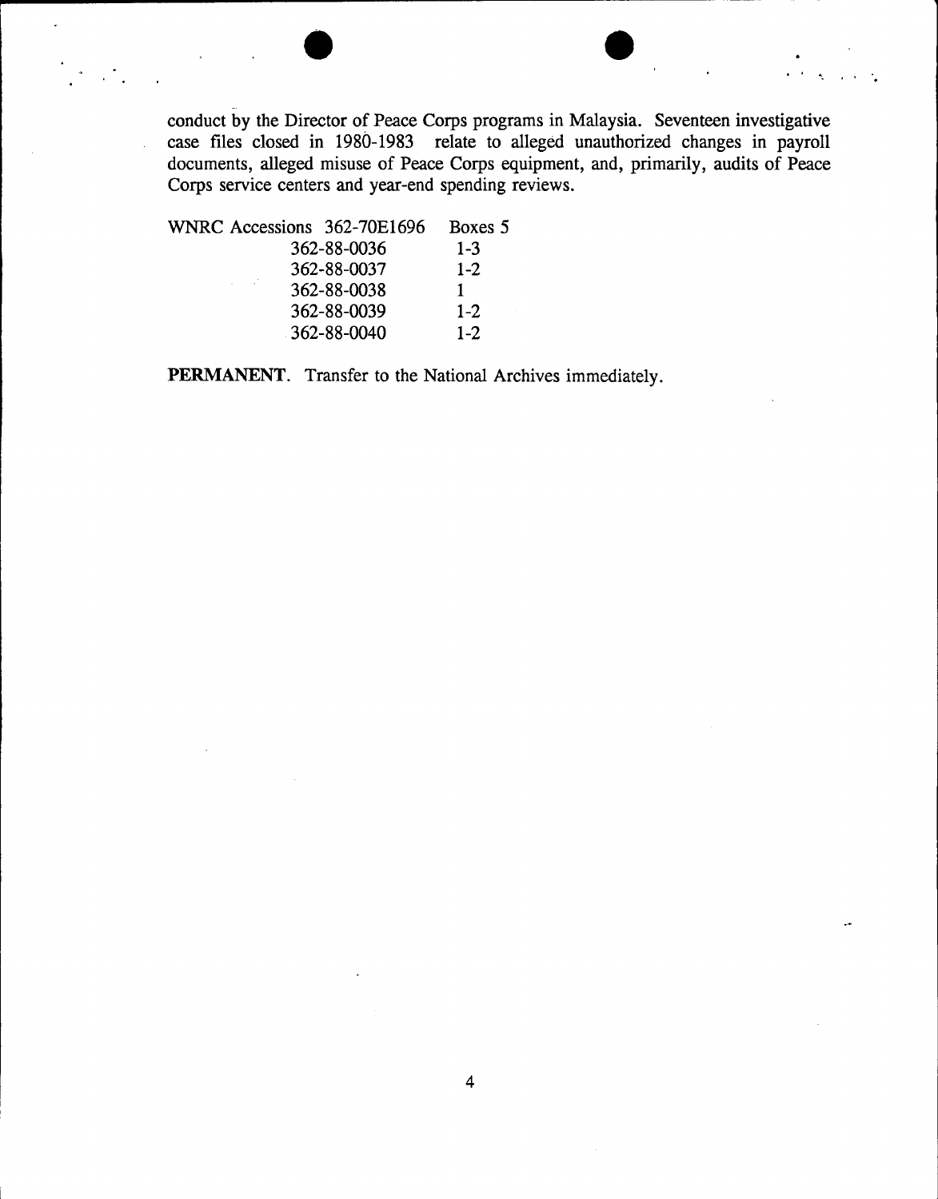conduct by the Director of Peace Corps programs in Malaysia. Seventeen investigative case files closed in 1980-1983 relate to alleged unauthorized changes in payroll documents, alleged misuse of Peace Corps equipment, and, primarily, audits of Peace Corps service centers and year-end spending reviews.

| WNRC Accessions | | Boxes |
|---|---|---|
| | 362-70E1696 | 5 |
| | 362-88-0036 | 1-3 |
| | 362-88-0037 | 1-2 |
| | 362-88-0038 | 1 |
| | 362-88-0039 | 1-2 |
| | 362-88-0040 | 1-2 |

**PERMANENT**. Transfer to the National Archives immediately.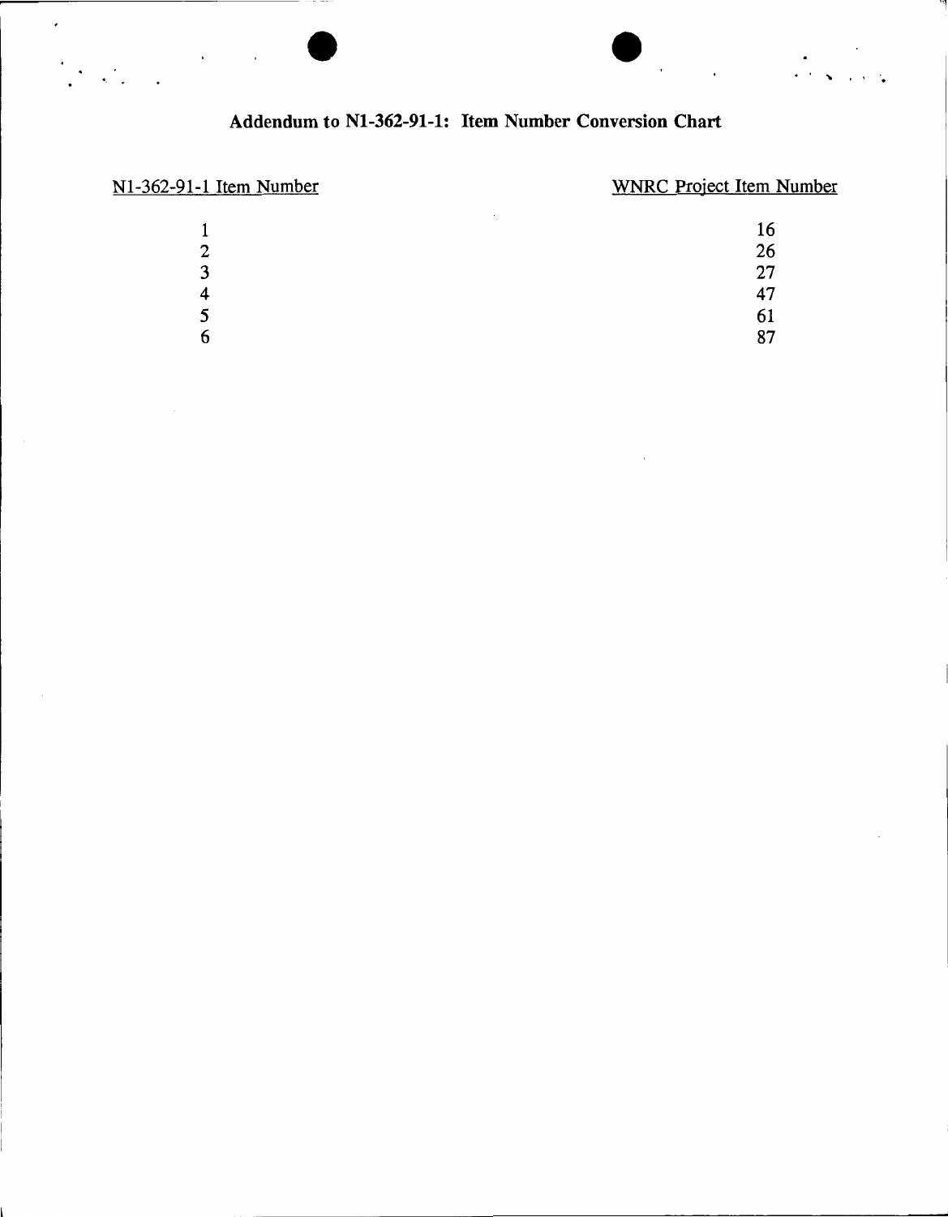# Addendum to N1-362-91-1: Item Number Conversion Chart

| N1-362-91-1 Item Number | WNRC Project Item Number |
|---|---|
| 1 | 16 |
| 2 | 26 |
| 3 | 27 |
| 4 | 47 |
| 5 | 61 |
| 6 | 87 |